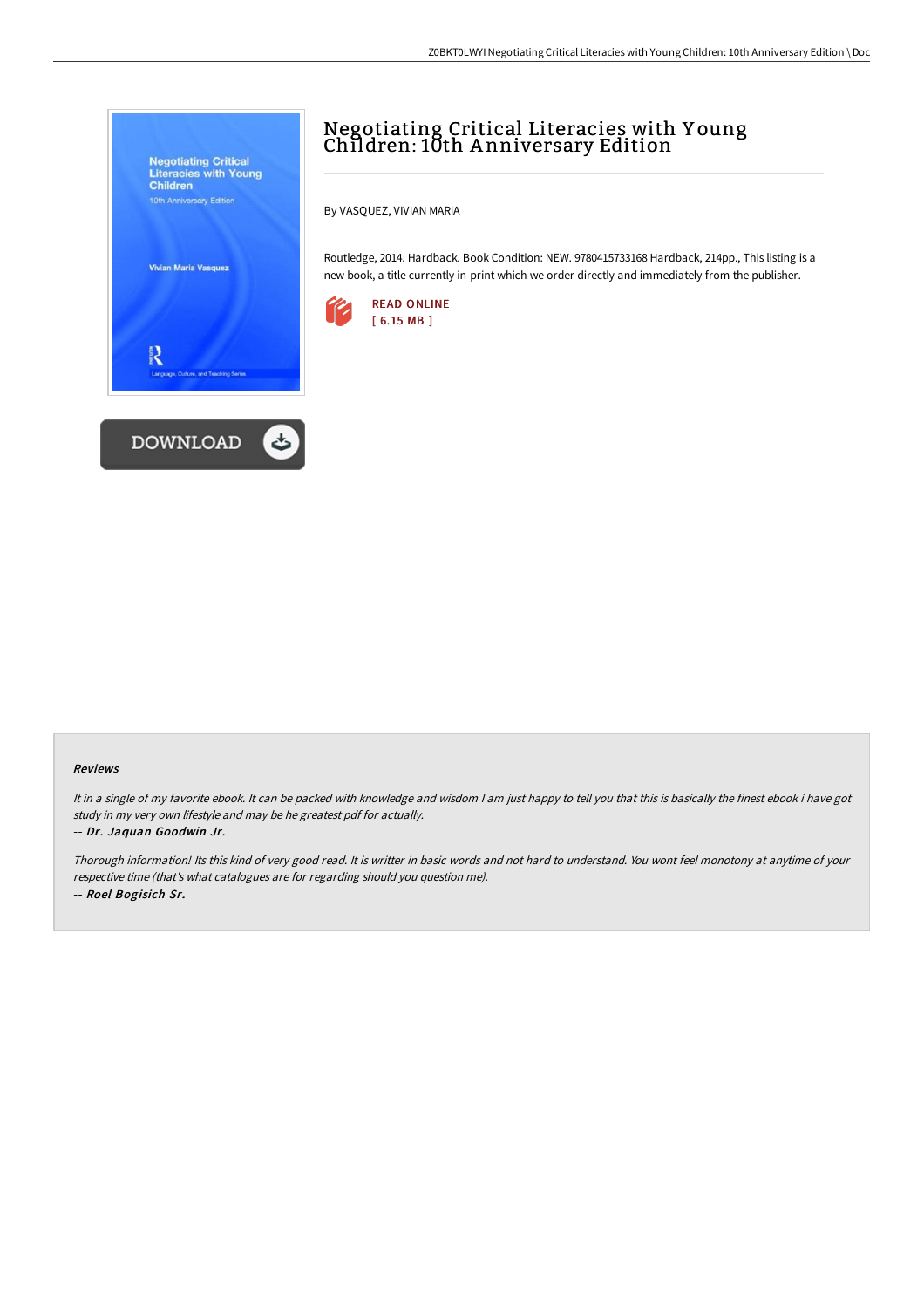# Negotiating Critical Literacies with Young Children: 10th Anniversary Edition

By VASQUEZ, VIVIAN MARIA

Routledge, 2014. Hardback. Book Condition: NEW. 9780415733168 Hardback, 214pp., This listing is a new book, a title currently in-print which we order directly and immediately from the publisher.

READ ONLINE
[ 6.15 MB ]

DOWNLOAD

## Reviews

*It in a single of my favorite ebook. It can be packed with knowledge and wisdom I am just happy to tell you that this is basically the finest ebook i have got study in my very own lifestyle and may be he greatest pdf for actually.*

*-- Dr. Jaquan Goodwin Jr.*

*Thorough information! Its this kind of very good read. It is writter in basic words and not hard to understand. You wont feel monotony at anytime of your respective time (that's what catalogues are for regarding should you question me).*

*-- Roel Bogisich Sr.*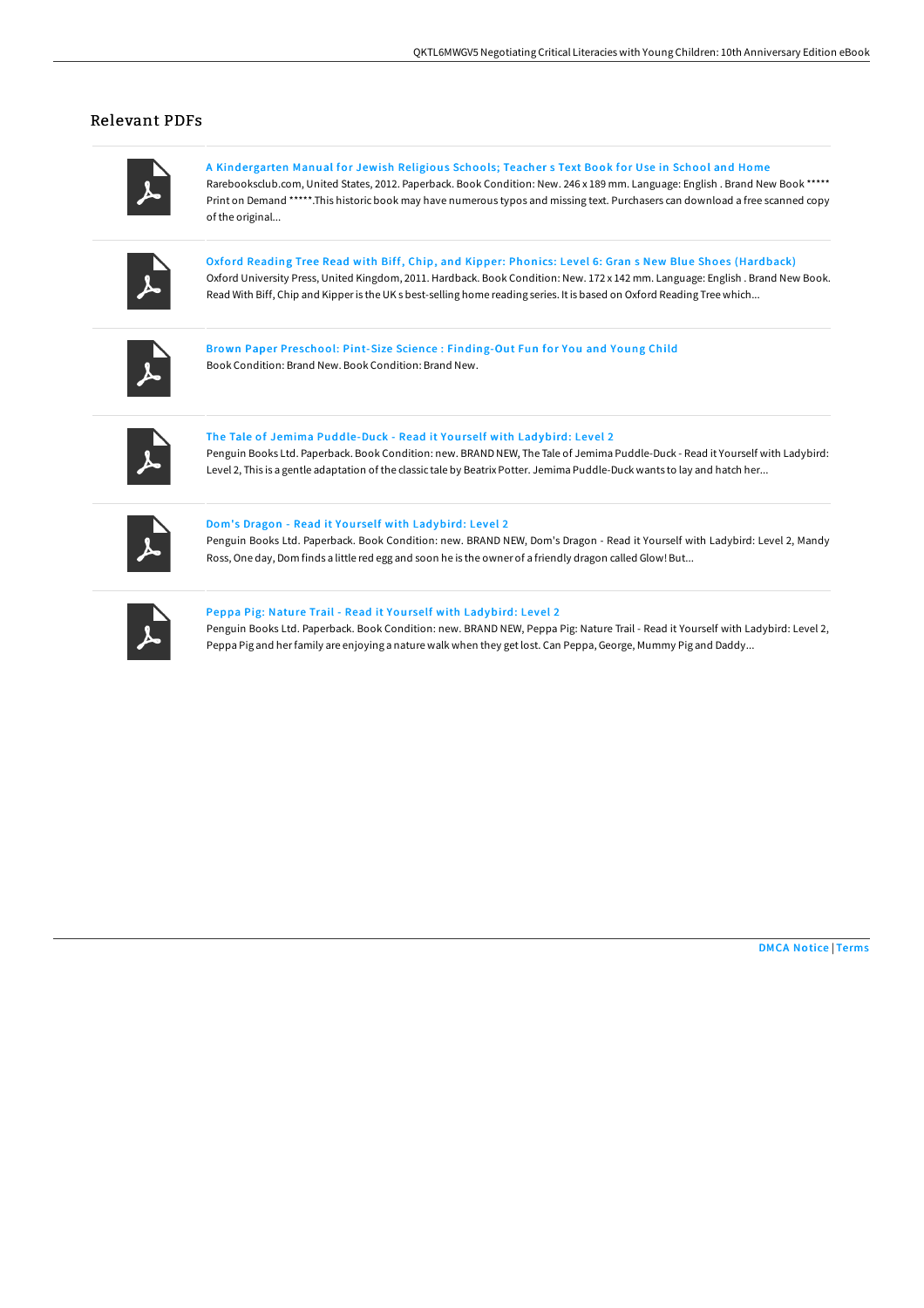## Relevant PDFs

**A Kindergarten Manual for Jewish Religious Schools; Teacher s Text Book for Use in School and Home**
Rarebooksclub.com, United States, 2012. Paperback. Book Condition: New. 246 x 189 mm. Language: English . Brand New Book ***** Print on Demand *****.This historic book may have numerous typos and missing text. Purchasers can download a free scanned copy of the original...

**Oxford Reading Tree Read with Biff, Chip, and Kipper: Phonics: Level 6: Gran s New Blue Shoes (Hardback)**
Oxford University Press, United Kingdom, 2011. Hardback. Book Condition: New. 172 x 142 mm. Language: English . Brand New Book. Read With Biff, Chip and Kipper is the UK s best-selling home reading series. It is based on Oxford Reading Tree which...

**Brown Paper Preschool: Pint-Size Science : Finding-Out Fun for You and Young Child**
Book Condition: Brand New. Book Condition: Brand New.

**The Tale of Jemima Puddle-Duck - Read it Yourself with Ladybird: Level 2**
Penguin Books Ltd. Paperback. Book Condition: new. BRAND NEW, The Tale of Jemima Puddle-Duck - Read it Yourself with Ladybird: Level 2, This is a gentle adaptation of the classic tale by Beatrix Potter. Jemima Puddle-Duck wants to lay and hatch her...

**Dom's Dragon - Read it Yourself with Ladybird: Level 2**
Penguin Books Ltd. Paperback. Book Condition: new. BRAND NEW, Dom's Dragon - Read it Yourself with Ladybird: Level 2, Mandy Ross, One day, Dom finds a little red egg and soon he is the owner of a friendly dragon called Glow! But...

**Peppa Pig: Nature Trail - Read it Yourself with Ladybird: Level 2**
Penguin Books Ltd. Paperback. Book Condition: new. BRAND NEW, Peppa Pig: Nature Trail - Read it Yourself with Ladybird: Level 2, Peppa Pig and her family are enjoying a nature walk when they get lost. Can Peppa, George, Mummy Pig and Daddy...

DMCA Notice | Terms